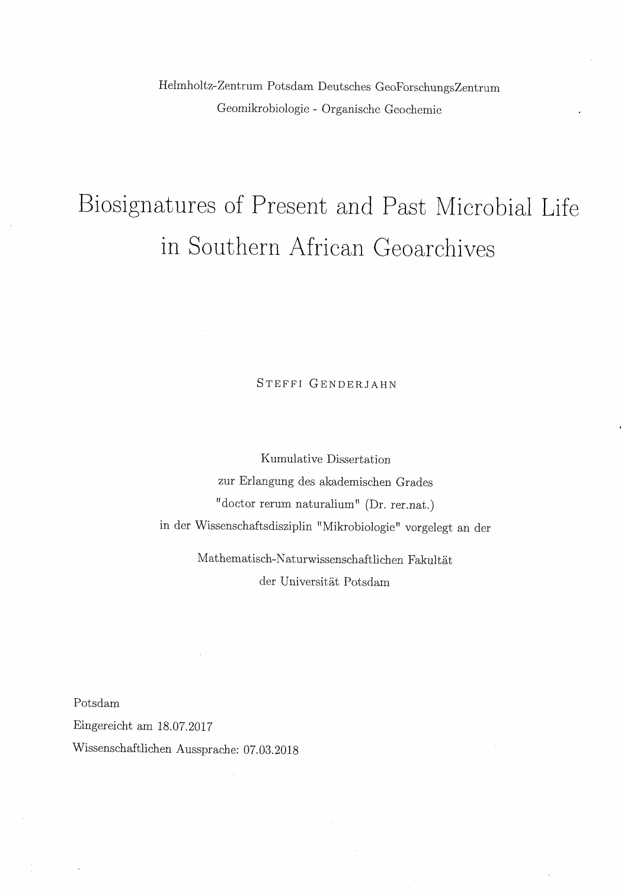Helmholtz-Zentrum Potsdam Deutsches GeoForschungsZentrum

Geomikrobiologie - Organische Geochemie

# Biosignatures of Present and Past Microbial Life in Southern African Geoarchives

STEFFI GENDERJAHN

Kumulative Dissertation

zur Erlangung des akademischen Grades

"doctor rerum naturalium" (Dr. rer.nat.)

in der Wissenschaftsdisziplin "Mikrobiologie" vorgelegt an der

Mathematisch-Naturwissenschaftlichen Fakultät

der Universität Potsdam

Potsdam

Eingereicht am 18.07.2017

Wissenschaftlichen Aussprache: 07.03.2018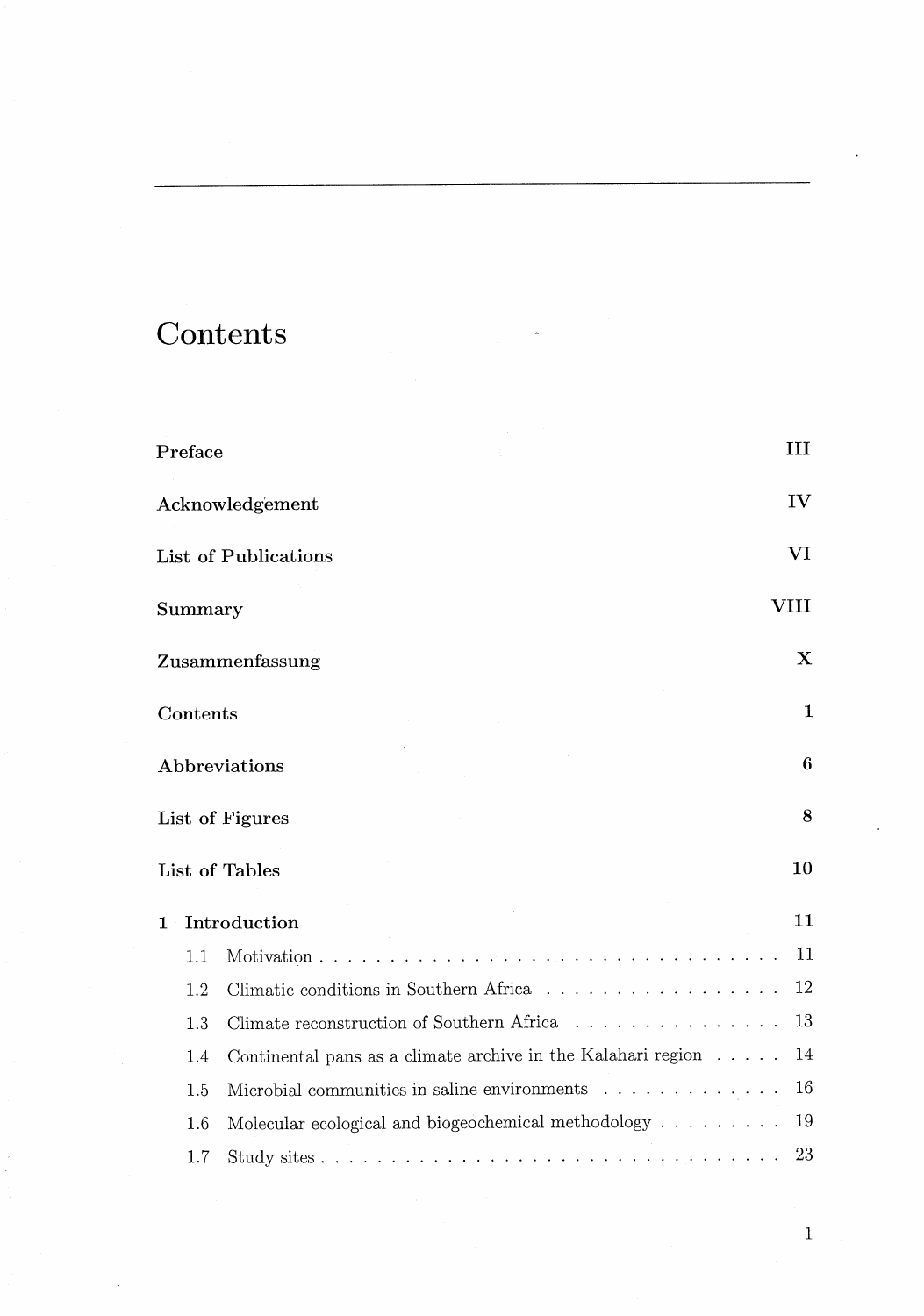# Contents

| | |
|---|---|
| **Preface** | III |
| **Acknowledgement** | IV |
| **List of Publications** | VI |
| **Summary** | VIII |
| **Zusammenfassung** | X |
| **Contents** | 1 |
| **Abbreviations** | 6 |
| **List of Figures** | 8 |
| **List of Tables** | 10 |
| **1 Introduction** | 11 |
| 1.1 Motivation | 11 |
| 1.2 Climatic conditions in Southern Africa | 12 |
| 1.3 Climate reconstruction of Southern Africa | 13 |
| 1.4 Continental pans as a climate archive in the Kalahari region | 14 |
| 1.5 Microbial communities in saline environments | 16 |
| 1.6 Molecular ecological and biogeochemical methodology | 19 |
| 1.7 Study sites | 23 |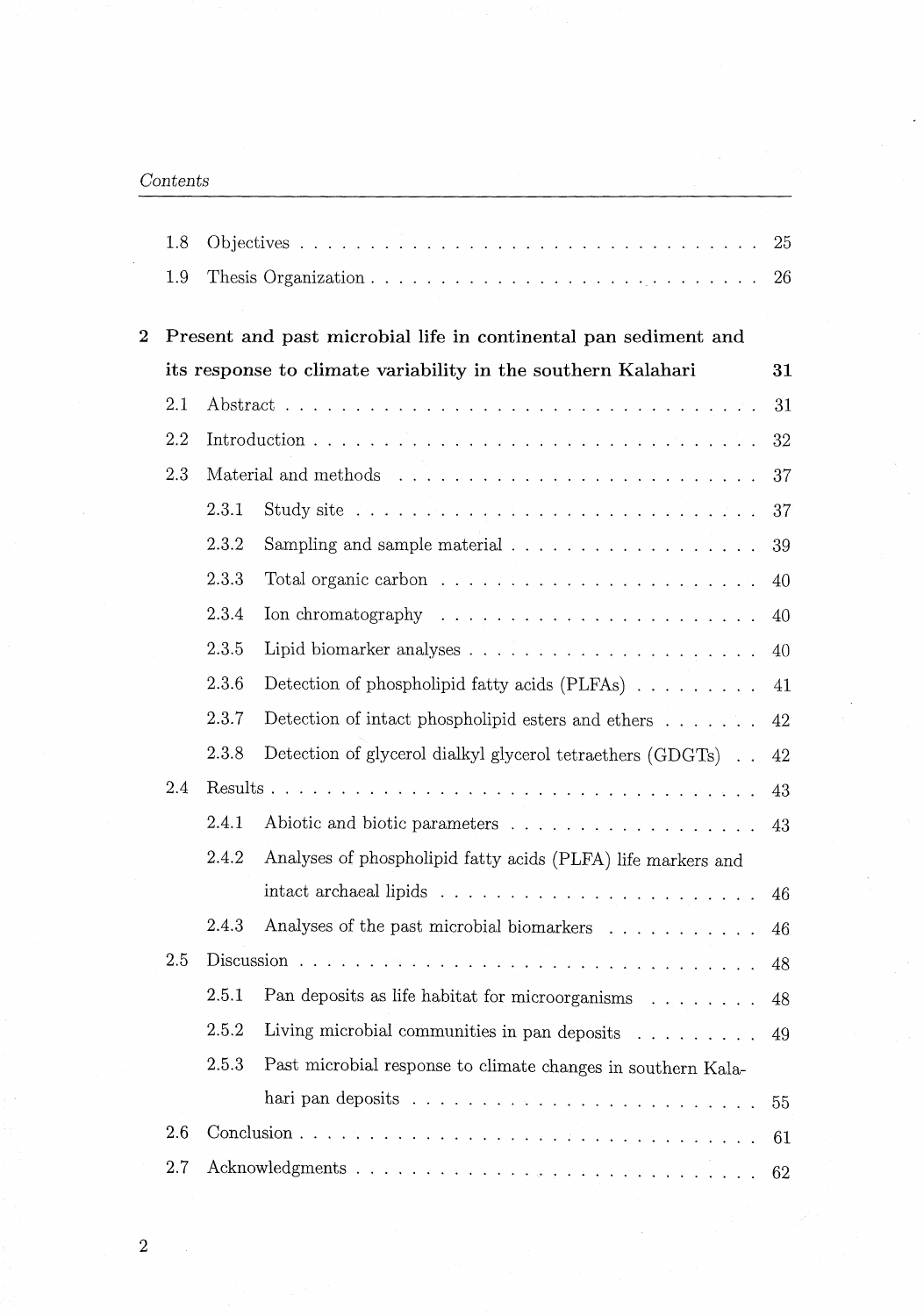1.8 Objectives . . . . . . . . . . . . . . . . . . . . . . . . . . . . . . . . 25

1.9 Thesis Organization . . . . . . . . . . . . . . . . . . . . . . . . . . . 26

**2 Present and past microbial life in continental pan sediment and its response to climate variability in the southern Kalahari 31**

2.1 Abstract . . . . . . . . . . . . . . . . . . . . . . . . . . . . . . . . . 31

2.2 Introduction . . . . . . . . . . . . . . . . . . . . . . . . . . . . . . . 32

2.3 Material and methods . . . . . . . . . . . . . . . . . . . . . . . . . 37

2.3.1 Study site . . . . . . . . . . . . . . . . . . . . . . . . . . . . 37

2.3.2 Sampling and sample material . . . . . . . . . . . . . . . . . . 39

2.3.3 Total organic carbon . . . . . . . . . . . . . . . . . . . . . . 40

2.3.4 Ion chromatography . . . . . . . . . . . . . . . . . . . . . . 40

2.3.5 Lipid biomarker analyses . . . . . . . . . . . . . . . . . . . . 40

2.3.6 Detection of phospholipid fatty acids (PLFAs) . . . . . . . . . 41

2.3.7 Detection of intact phospholipid esters and ethers . . . . . . . 42

2.3.8 Detection of glycerol dialkyl glycerol tetraethers (GDGTs) . . 42

2.4 Results . . . . . . . . . . . . . . . . . . . . . . . . . . . . . . . . . . 43

2.4.1 Abiotic and biotic parameters . . . . . . . . . . . . . . . . . . 43

2.4.2 Analyses of phospholipid fatty acids (PLFA) life markers and intact archaeal lipids . . . . . . . . . . . . . . . . . . . . . . 46

2.4.3 Analyses of the past microbial biomarkers . . . . . . . . . . . 46

2.5 Discussion . . . . . . . . . . . . . . . . . . . . . . . . . . . . . . . . 48

2.5.1 Pan deposits as life habitat for microorganisms . . . . . . . . 48

2.5.2 Living microbial communities in pan deposits . . . . . . . . . 49

2.5.3 Past microbial response to climate changes in southern Kalahari pan deposits . . . . . . . . . . . . . . . . . . . . . . . . 55

2.6 Conclusion . . . . . . . . . . . . . . . . . . . . . . . . . . . . . . . . 61

2.7 Acknowledgments . . . . . . . . . . . . . . . . . . . . . . . . . . . . 62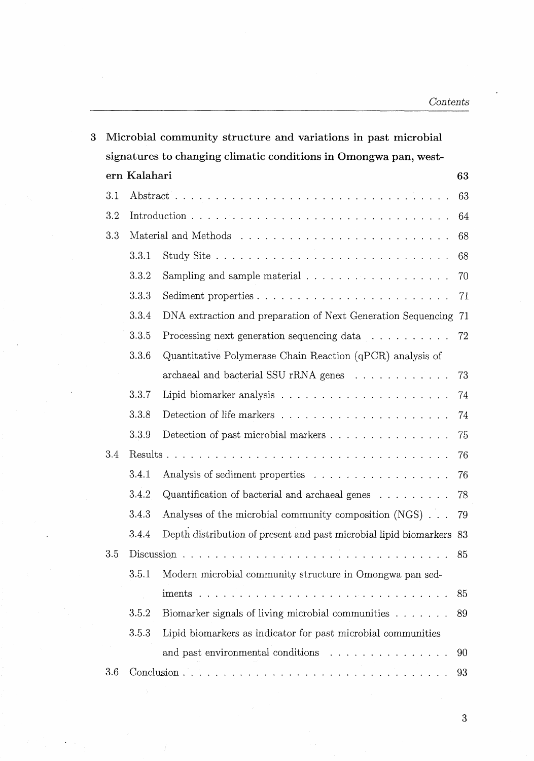**3 Microbial community structure and variations in past microbial signatures to changing climatic conditions in Omongwa pan, western Kalahari** 63

- 3.1 Abstract . . . . . . . . . . . . . . . . . . . . . . . . . . . . . . . . 63
- 3.2 Introduction . . . . . . . . . . . . . . . . . . . . . . . . . . . . . . . 64
- 3.3 Material and Methods . . . . . . . . . . . . . . . . . . . . . . . . . 68
  - 3.3.1 Study Site . . . . . . . . . . . . . . . . . . . . . . . . . . . 68
  - 3.3.2 Sampling and sample material . . . . . . . . . . . . . . . . . 70
  - 3.3.3 Sediment properties . . . . . . . . . . . . . . . . . . . . . . 71
  - 3.3.4 DNA extraction and preparation of Next Generation Sequencing 71
  - 3.3.5 Processing next generation sequencing data . . . . . . . . . . 72
  - 3.3.6 Quantitative Polymerase Chain Reaction (qPCR) analysis of archaeal and bacterial SSU rRNA genes . . . . . . . . . . . . 73
  - 3.3.7 Lipid biomarker analysis . . . . . . . . . . . . . . . . . . . . 74
  - 3.3.8 Detection of life markers . . . . . . . . . . . . . . . . . . . . 74
  - 3.3.9 Detection of past microbial markers . . . . . . . . . . . . . . 75
- 3.4 Results . . . . . . . . . . . . . . . . . . . . . . . . . . . . . . . . . 76
  - 3.4.1 Analysis of sediment properties . . . . . . . . . . . . . . . . 76
  - 3.4.2 Quantification of bacterial and archaeal genes . . . . . . . . . 78
  - 3.4.3 Analyses of the microbial community composition (NGS) . . . 79
  - 3.4.4 Depth distribution of present and past microbial lipid biomarkers 83
- 3.5 Discussion . . . . . . . . . . . . . . . . . . . . . . . . . . . . . . . 85
  - 3.5.1 Modern microbial community structure in Omongwa pan sediments . . . . . . . . . . . . . . . . . . . . . . . . . . . . . . 85
  - 3.5.2 Biomarker signals of living microbial communities . . . . . . . 89
  - 3.5.3 Lipid biomarkers as indicator for past microbial communities and past environmental conditions . . . . . . . . . . . . . . . 90
- 3.6 Conclusion . . . . . . . . . . . . . . . . . . . . . . . . . . . . . . . . 93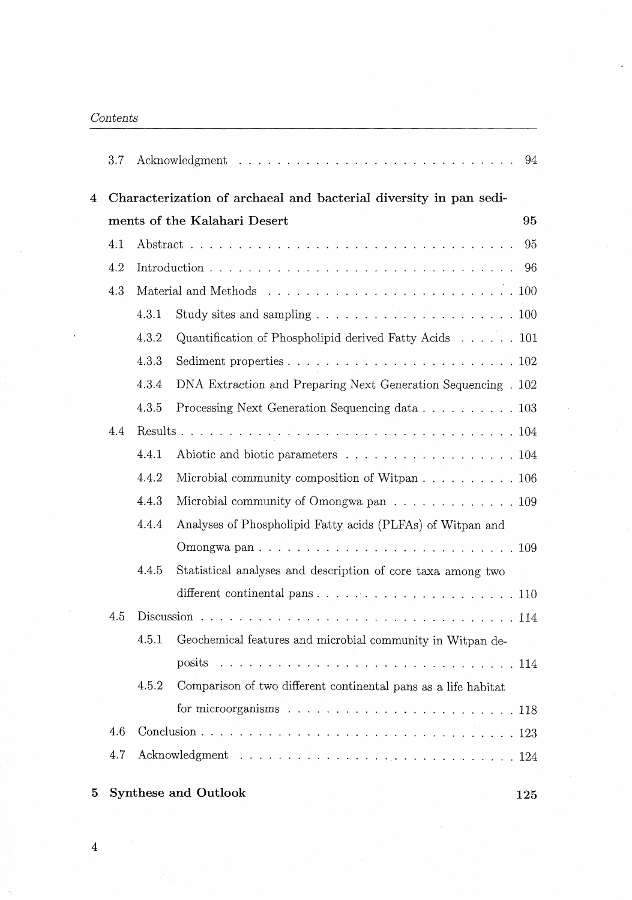3.7 Acknowledgment . . . . . . . . . . . . . . . . . . . . . . . . . . . . 94

**4 Characterization of archaeal and bacterial diversity in pan sediments of the Kalahari Desert** **95**

4.1 Abstract . . . . . . . . . . . . . . . . . . . . . . . . . . . . . . . . 95

4.2 Introduction . . . . . . . . . . . . . . . . . . . . . . . . . . . . . . 96

4.3 Material and Methods . . . . . . . . . . . . . . . . . . . . . . . . 100

4.3.1 Study sites and sampling . . . . . . . . . . . . . . . . . . . . 100

4.3.2 Quantification of Phospholipid derived Fatty Acids . . . . . . 101

4.3.3 Sediment properties . . . . . . . . . . . . . . . . . . . . . . . 102

4.3.4 DNA Extraction and Preparing Next Generation Sequencing . 102

4.3.5 Processing Next Generation Sequencing data . . . . . . . . . . 103

4.4 Results . . . . . . . . . . . . . . . . . . . . . . . . . . . . . . . . . 104

4.4.1 Abiotic and biotic parameters . . . . . . . . . . . . . . . . . . 104

4.4.2 Microbial community composition of Witpan . . . . . . . . . . 106

4.4.3 Microbial community of Omongwa pan . . . . . . . . . . . . . 109

4.4.4 Analyses of Phospholipid Fatty acids (PLFAs) of Witpan and Omongwa pan . . . . . . . . . . . . . . . . . . . . . . . . . . 109

4.4.5 Statistical analyses and description of core taxa among two different continental pans . . . . . . . . . . . . . . . . . . . . 110

4.5 Discussion . . . . . . . . . . . . . . . . . . . . . . . . . . . . . . . 114

4.5.1 Geochemical features and microbial community in Witpan deposits . . . . . . . . . . . . . . . . . . . . . . . . . . . . . . 114

4.5.2 Comparison of two different continental pans as a life habitat for microorganisms . . . . . . . . . . . . . . . . . . . . . . . 118

4.6 Conclusion . . . . . . . . . . . . . . . . . . . . . . . . . . . . . . . 123

4.7 Acknowledgment . . . . . . . . . . . . . . . . . . . . . . . . . . . . 124

**5 Synthese and Outlook** **125**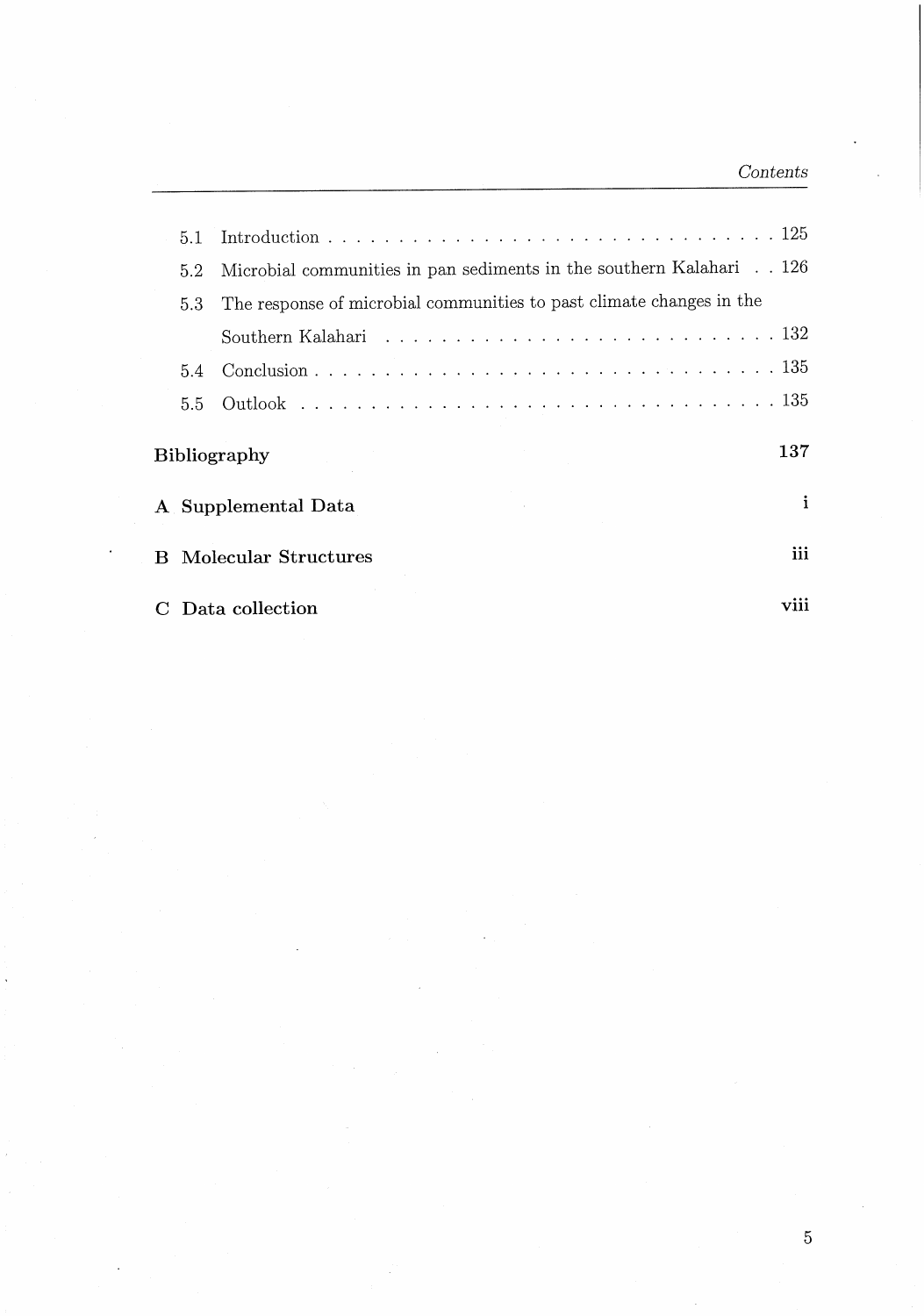5.1 Introduction . . . . . . . . . . . . . . . . . . . . . . . . . . . . . . . . 125

5.2 Microbial communities in pan sediments in the southern Kalahari . . 126

5.3 The response of microbial communities to past climate changes in the Southern Kalahari . . . . . . . . . . . . . . . . . . . . . . . . . . . 132

5.4 Conclusion . . . . . . . . . . . . . . . . . . . . . . . . . . . . . . . . 135

5.5 Outlook . . . . . . . . . . . . . . . . . . . . . . . . . . . . . . . . . . 135

**Bibliography** **137**

**A Supplemental Data** **i**

**B Molecular Structures** **iii**

**C Data collection** **viii**